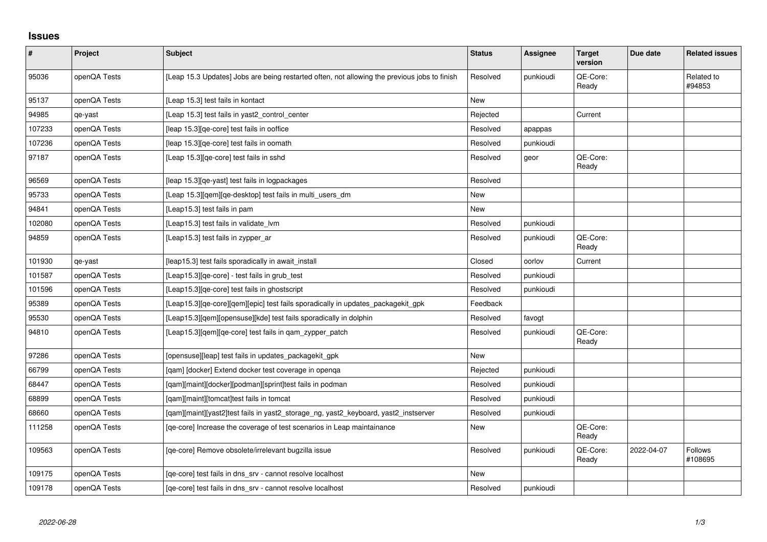# Issues

| # | Project | Subject | Status | Assignee | Target version | Due date | Related issues |
|---|---|---|---|---|---|---|---|
| 95036 | openQA Tests | [Leap 15.3 Updates] Jobs are being restarted often, not allowing the previous jobs to finish | Resolved | punkioudi | QE-Core: Ready | | Related to #94853 |
| 95137 | openQA Tests | [Leap 15.3] test fails in kontact | New | | | | |
| 94985 | qe-yast | [Leap 15.3] test fails in yast2_control_center | Rejected | | Current | | |
| 107233 | openQA Tests | [leap 15.3][qe-core] test fails in ooffice | Resolved | apappas | | | |
| 107236 | openQA Tests | [leap 15.3][qe-core] test fails in oomath | Resolved | punkioudi | | | |
| 97187 | openQA Tests | [Leap 15.3][qe-core] test fails in sshd | Resolved | geor | QE-Core: Ready | | |
| 96569 | openQA Tests | [leap 15.3][qe-yast] test fails in logpackages | Resolved | | | | |
| 95733 | openQA Tests | [Leap 15.3][qem][qe-desktop] test fails in multi_users_dm | New | | | | |
| 94841 | openQA Tests | [Leap15.3] test fails in pam | New | | | | |
| 102080 | openQA Tests | [Leap15.3] test fails in validate_lvm | Resolved | punkioudi | | | |
| 94859 | openQA Tests | [Leap15.3] test fails in zypper_ar | Resolved | punkioudi | QE-Core: Ready | | |
| 101930 | qe-yast | [leap15.3] test fails sporadically in await_install | Closed | oorlov | Current | | |
| 101587 | openQA Tests | [Leap15.3][qe-core] - test fails in grub_test | Resolved | punkioudi | | | |
| 101596 | openQA Tests | [Leap15.3][qe-core] test fails in ghostscript | Resolved | punkioudi | | | |
| 95389 | openQA Tests | [Leap15.3][qe-core][qem][epic] test fails sporadically in updates_packagekit_gpk | Feedback | | | | |
| 95530 | openQA Tests | [Leap15.3][qem][opensuse][kde] test fails sporadically in dolphin | Resolved | favogt | | | |
| 94810 | openQA Tests | [Leap15.3][qem][qe-core] test fails in qam_zypper_patch | Resolved | punkioudi | QE-Core: Ready | | |
| 97286 | openQA Tests | [opensuse][leap] test fails in updates_packagekit_gpk | New | | | | |
| 66799 | openQA Tests | [qam] [docker] Extend docker test coverage in openqa | Rejected | punkioudi | | | |
| 68447 | openQA Tests | [qam][maint][docker][podman][sprint]test fails in podman | Resolved | punkioudi | | | |
| 68899 | openQA Tests | [qam][maint][tomcat]test fails in tomcat | Resolved | punkioudi | | | |
| 68660 | openQA Tests | [qam][maint][yast2]test fails in yast2_storage_ng, yast2_keyboard, yast2_instserver | Resolved | punkioudi | | | |
| 111258 | openQA Tests | [qe-core] Increase the coverage of test scenarios in Leap maintainance | New | | QE-Core: Ready | | |
| 109563 | openQA Tests | [qe-core] Remove obsolete/irrelevant bugzilla issue | Resolved | punkioudi | QE-Core: Ready | 2022-04-07 | Follows #108695 |
| 109175 | openQA Tests | [qe-core] test fails in dns_srv - cannot resolve localhost | New | | | | |
| 109178 | openQA Tests | [qe-core] test fails in dns_srv - cannot resolve localhost | Resolved | punkioudi | | | |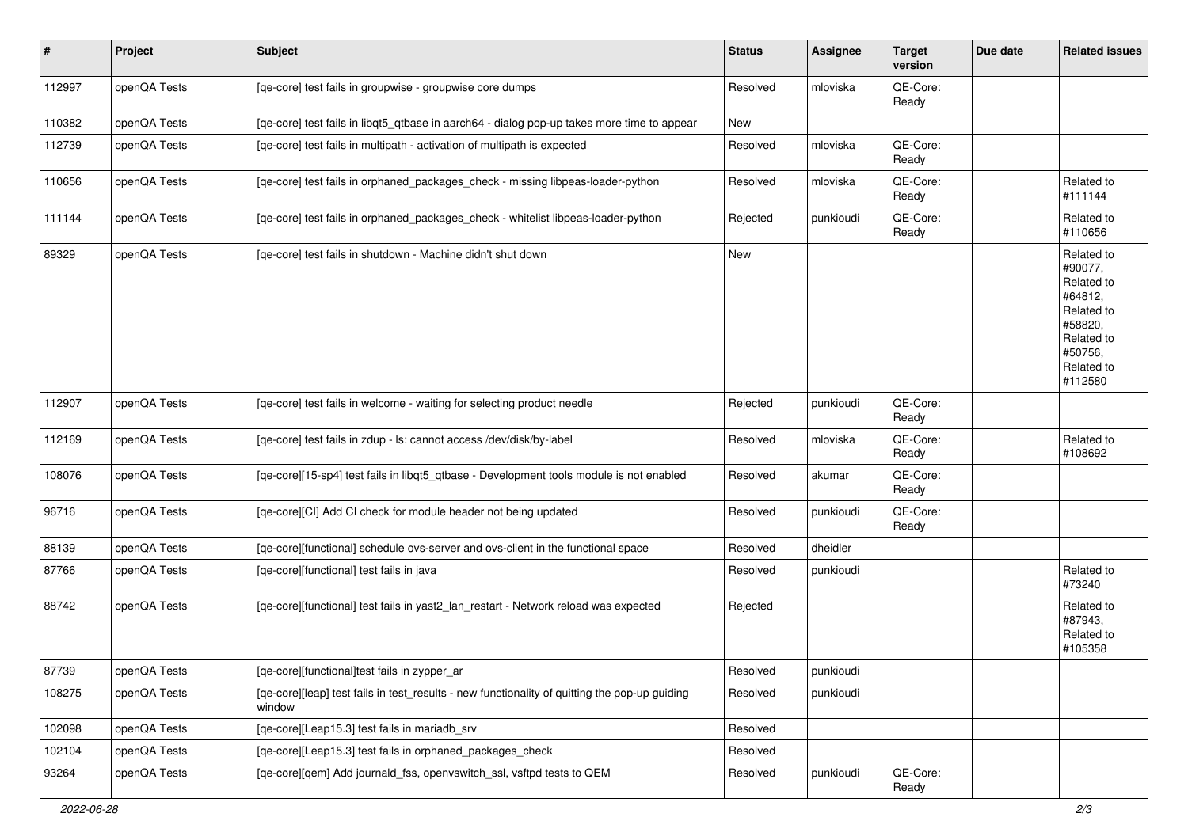| # | Project | Subject | Status | Assignee | Target version | Due date | Related issues |
|---|---|---|---|---|---|---|---|
| 112997 | openQA Tests | [qe-core] test fails in groupwise - groupwise core dumps | Resolved | mloviska | QE-Core: Ready | | |
| 110382 | openQA Tests | [qe-core] test fails in libqt5_qtbase in aarch64 - dialog pop-up takes more time to appear | New | | | | |
| 112739 | openQA Tests | [qe-core] test fails in multipath - activation of multipath is expected | Resolved | mloviska | QE-Core: Ready | | |
| 110656 | openQA Tests | [qe-core] test fails in orphaned_packages_check - missing libpeas-loader-python | Resolved | mloviska | QE-Core: Ready | | Related to #111144 |
| 111144 | openQA Tests | [qe-core] test fails in orphaned_packages_check - whitelist libpeas-loader-python | Rejected | punkioudi | QE-Core: Ready | | Related to #110656 |
| 89329 | openQA Tests | [qe-core] test fails in shutdown - Machine didn't shut down | New | | | | Related to #90077, Related to #64812, Related to #58820, Related to #50756, Related to #112580 |
| 112907 | openQA Tests | [qe-core] test fails in welcome - waiting for selecting product needle | Rejected | punkioudi | QE-Core: Ready | | |
| 112169 | openQA Tests | [qe-core] test fails in zdup - ls: cannot access /dev/disk/by-label | Resolved | mloviska | QE-Core: Ready | | Related to #108692 |
| 108076 | openQA Tests | [qe-core][15-sp4] test fails in libqt5_qtbase - Development tools module is not enabled | Resolved | akumar | QE-Core: Ready | | |
| 96716 | openQA Tests | [qe-core][CI] Add CI check for module header not being updated | Resolved | punkioudi | QE-Core: Ready | | |
| 88139 | openQA Tests | [qe-core][functional] schedule ovs-server and ovs-client in the functional space | Resolved | dheidler | | | |
| 87766 | openQA Tests | [qe-core][functional] test fails in java | Resolved | punkioudi | | | Related to #73240 |
| 88742 | openQA Tests | [qe-core][functional] test fails in yast2_lan_restart - Network reload was expected | Rejected | | | | Related to #87943, Related to #105358 |
| 87739 | openQA Tests | [qe-core][functional]test fails in zypper_ar | Resolved | punkioudi | | | |
| 108275 | openQA Tests | [qe-core][leap] test fails in test_results - new functionality of quitting the pop-up guiding window | Resolved | punkioudi | | | |
| 102098 | openQA Tests | [qe-core][Leap15.3] test fails in mariadb_srv | Resolved | | | | |
| 102104 | openQA Tests | [qe-core][Leap15.3] test fails in orphaned_packages_check | Resolved | | | | |
| 93264 | openQA Tests | [qe-core][qem] Add journald_fss, openvswitch_ssl, vsftpd tests to QEM | Resolved | punkioudi | QE-Core: Ready | | |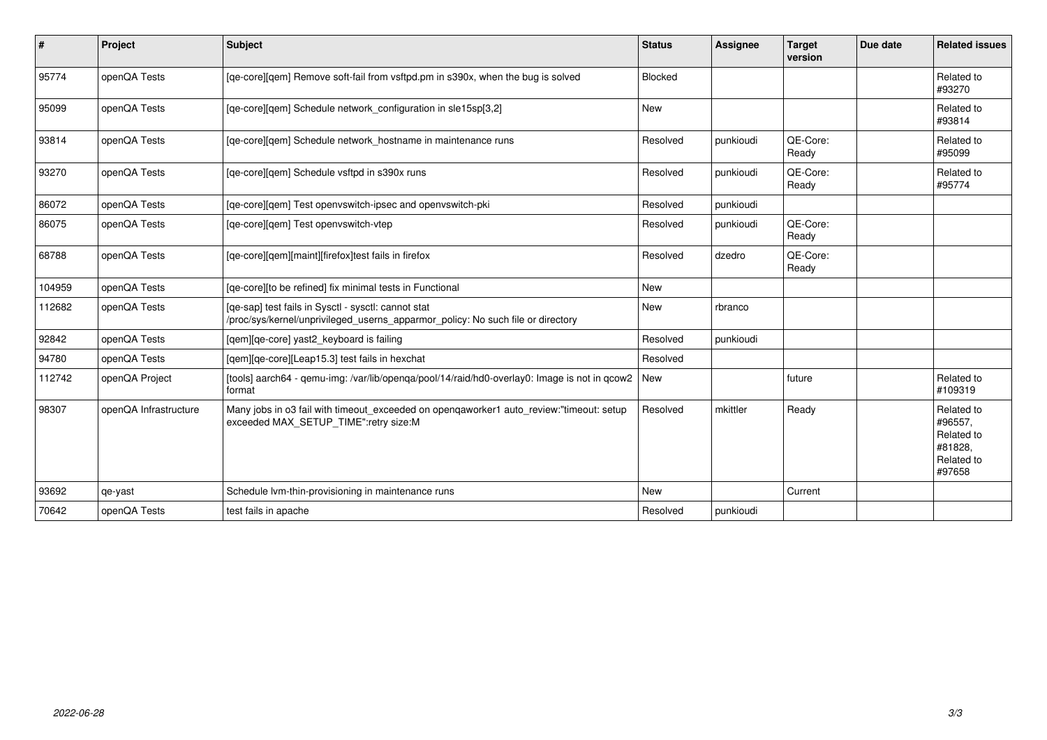| # | Project | Subject | Status | Assignee | Target version | Due date | Related issues |
|---|---|---|---|---|---|---|---|
| 95774 | openQA Tests | [qe-core][qem] Remove soft-fail from vsftpd.pm in s390x, when the bug is solved | Blocked | | | | Related to #93270 |
| 95099 | openQA Tests | [qe-core][qem] Schedule network_configuration in sle15sp[3,2] | New | | | | Related to #93814 |
| 93814 | openQA Tests | [qe-core][qem] Schedule network_hostname in maintenance runs | Resolved | punkioudi | QE-Core: Ready | | Related to #95099 |
| 93270 | openQA Tests | [qe-core][qem] Schedule vsftpd in s390x runs | Resolved | punkioudi | QE-Core: Ready | | Related to #95774 |
| 86072 | openQA Tests | [qe-core][qem] Test openvswitch-ipsec and openvswitch-pki | Resolved | punkioudi | | | |
| 86075 | openQA Tests | [qe-core][qem] Test openvswitch-vtep | Resolved | punkioudi | QE-Core: Ready | | |
| 68788 | openQA Tests | [qe-core][qem][maint][firefox]test fails in firefox | Resolved | dzedro | QE-Core: Ready | | |
| 104959 | openQA Tests | [qe-core][to be refined] fix minimal tests in Functional | New | | | | |
| 112682 | openQA Tests | [qe-sap] test fails in Sysctl - sysctl: cannot stat /proc/sys/kernel/unprivileged_userns_apparmor_policy: No such file or directory | New | rbranco | | | |
| 92842 | openQA Tests | [qem][qe-core] yast2_keyboard is failing | Resolved | punkioudi | | | |
| 94780 | openQA Tests | [qem][qe-core][Leap15.3] test fails in hexchat | Resolved | | | | |
| 112742 | openQA Project | [tools] aarch64 - qemu-img: /var/lib/openqa/pool/14/raid/hd0-overlay0: Image is not in qcow2 format | New | | future | | Related to #109319 |
| 98307 | openQA Infrastructure | Many jobs in o3 fail with timeout_exceeded on openqaworker1 auto_review:"timeout: setup exceeded MAX_SETUP_TIME":retry size:M | Resolved | mkittler | Ready | | Related to #96557, Related to #81828, Related to #97658 |
| 93692 | qe-yast | Schedule lvm-thin-provisioning in maintenance runs | New | | Current | | |
| 70642 | openQA Tests | test fails in apache | Resolved | punkioudi | | | |